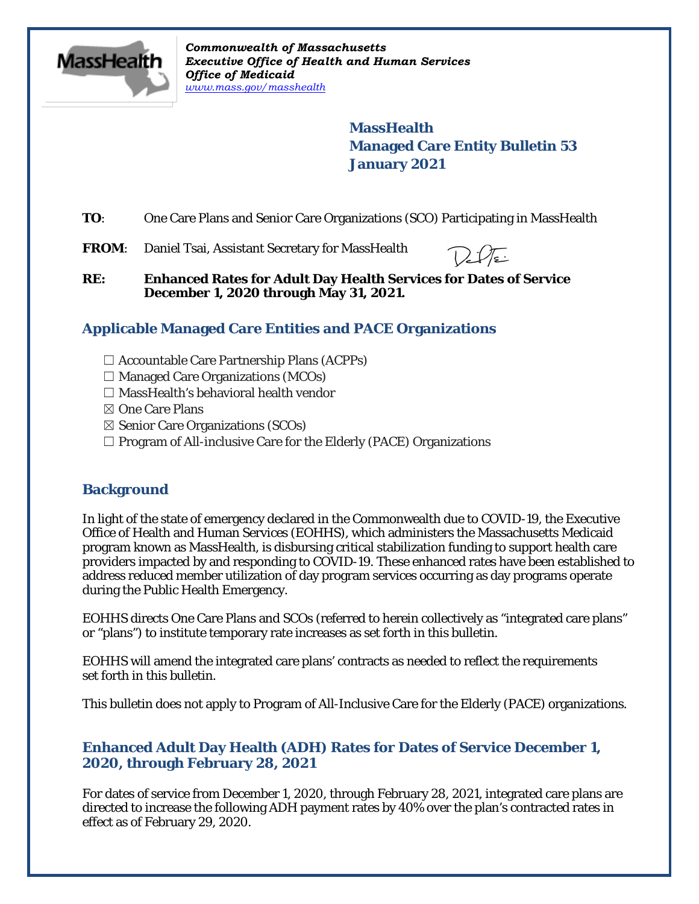*Commonwealth of Massachusetts*
***Executive Office of Health and Human Services***
***Office of Medicaid***
*www.mass.gov/masshealth*

**MassHealth**
**Managed Care Entity Bulletin 53**
**January 2021**

**TO**: One Care Plans and Senior Care Organizations (SCO) Participating in MassHealth

**FROM**: Daniel Tsai, Assistant Secretary for MassHealth

**RE: Enhanced Rates for Adult Day Health Services for Dates of Service December 1, 2020 through May 31, 2021.**

## Applicable Managed Care Entities and PACE Organizations

☐ Accountable Care Partnership Plans (ACPPs)
☐ Managed Care Organizations (MCOs)
☐ MassHealth's behavioral health vendor
☒ One Care Plans
☒ Senior Care Organizations (SCOs)
☐ Program of All-inclusive Care for the Elderly (PACE) Organizations

## Background

In light of the state of emergency declared in the Commonwealth due to COVID-19, the Executive Office of Health and Human Services (EOHHS), which administers the Massachusetts Medicaid program known as MassHealth, is disbursing critical stabilization funding to support health care providers impacted by and responding to COVID-19. These enhanced rates have been established to address reduced member utilization of day program services occurring as day programs operate during the Public Health Emergency.

EOHHS directs One Care Plans and SCOs (referred to herein collectively as "integrated care plans" or "plans") to institute temporary rate increases as set forth in this bulletin.

EOHHS will amend the integrated care plans' contracts as needed to reflect the requirements set forth in this bulletin.

This bulletin does not apply to Program of All-Inclusive Care for the Elderly (PACE) organizations.

## Enhanced Adult Day Health (ADH) Rates for Dates of Service December 1, 2020, through February 28, 2021

For dates of service from December 1, 2020, through February 28, 2021, integrated care plans are directed to increase the following ADH payment rates by 40% over the plan's contracted rates in effect as of February 29, 2020.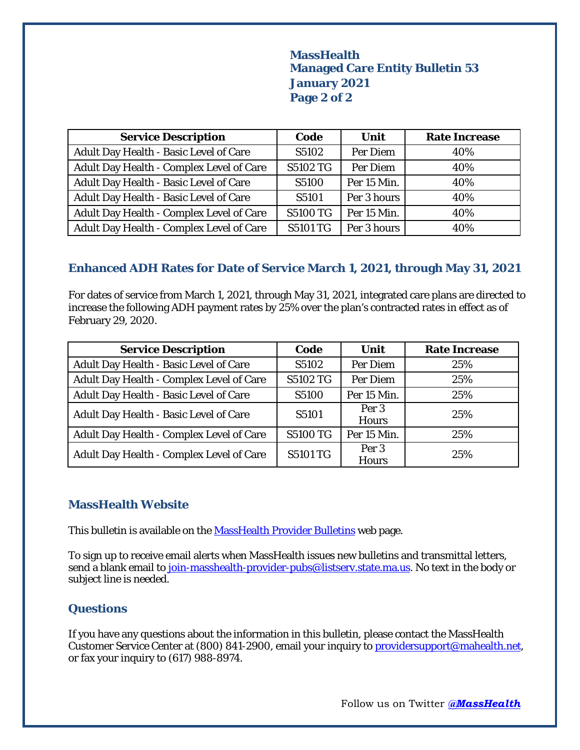| Service Description | Code | Unit | Rate Increase |
|---|---|---|---|
| Adult Day Health - Basic Level of Care | S5102 | Per Diem | 40% |
| Adult Day Health - Complex Level of Care | S5102 TG | Per Diem | 40% |
| Adult Day Health - Basic Level of Care | S5100 | Per 15 Min. | 40% |
| Adult Day Health - Basic Level of Care | S5101 | Per 3 hours | 40% |
| Adult Day Health - Complex Level of Care | S5100 TG | Per 15 Min. | 40% |
| Adult Day Health - Complex Level of Care | S5101 TG | Per 3 hours | 40% |

## Enhanced ADH Rates for Date of Service March 1, 2021, through May 31, 2021

For dates of service from March 1, 2021, through May 31, 2021, integrated care plans are directed to increase the following ADH payment rates by 25% over the plan's contracted rates in effect as of February 29, 2020.

| Service Description | Code | Unit | Rate Increase |
|---|---|---|---|
| Adult Day Health - Basic Level of Care | S5102 | Per Diem | 25% |
| Adult Day Health - Complex Level of Care | S5102 TG | Per Diem | 25% |
| Adult Day Health - Basic Level of Care | S5100 | Per 15 Min. | 25% |
| Adult Day Health - Basic Level of Care | S5101 | Per 3 Hours | 25% |
| Adult Day Health - Complex Level of Care | S5100 TG | Per 15 Min. | 25% |
| Adult Day Health - Complex Level of Care | S5101 TG | Per 3 Hours | 25% |

## MassHealth Website

This bulletin is available on the [MassHealth Provider Bulletins](#) web page.

To sign up to receive email alerts when MassHealth issues new bulletins and transmittal letters, send a blank email to join-masshealth-provider-pubs@listserv.state.ma.us. No text in the body or subject line is needed.

## Questions

If you have any questions about the information in this bulletin, please contact the MassHealth Customer Service Center at (800) 841-2900, email your inquiry to providersupport@mahealth.net, or fax your inquiry to (617) 988-8974.

Follow us on Twitter ***@MassHealth***